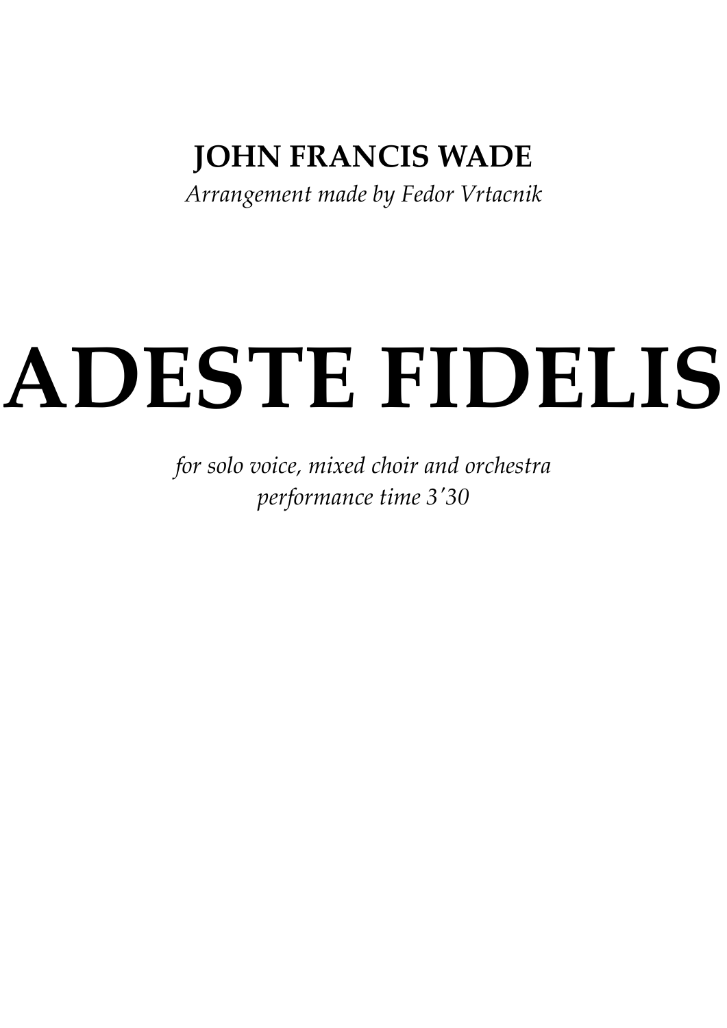**JOHN FRANCIS WADE**

*Arrangement made by Fedor Vrtacnik*

# ADESTE FIDELIS

*for solo voice, mixed choir and orchestra*

*performance time 3′30*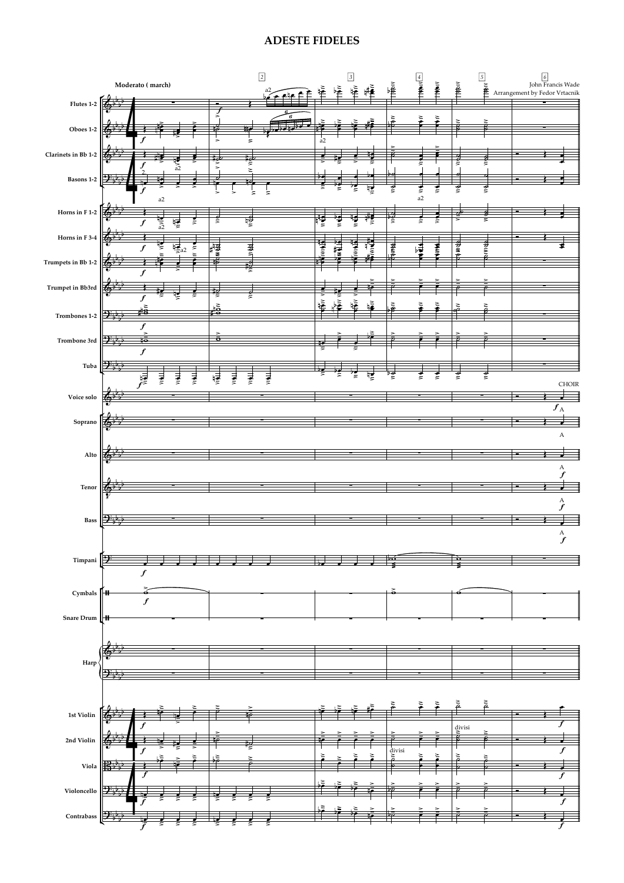# ADESTE FIDELES

John Francis Wade
Arrangement by Fedor Vrtacnik

Moderato ( march)

Flutes 1-2

Oboes 1-2

Clarinets in Bb 1-2

Basons 1-2

Horns in F 1-2

Horns in F 3-4

Trumpets in Bb 1-2

Trumpet in Bb3rd

Trombones 1-2

Trombone 3rd

Tuba

Voice solo

Soprano

Alto

Tenor

Bass

Timpani

Cymbals

Snare Drum

Harp

1st Violin

2nd Violin

Viola

Violoncello

Contrabass

CHOIR

A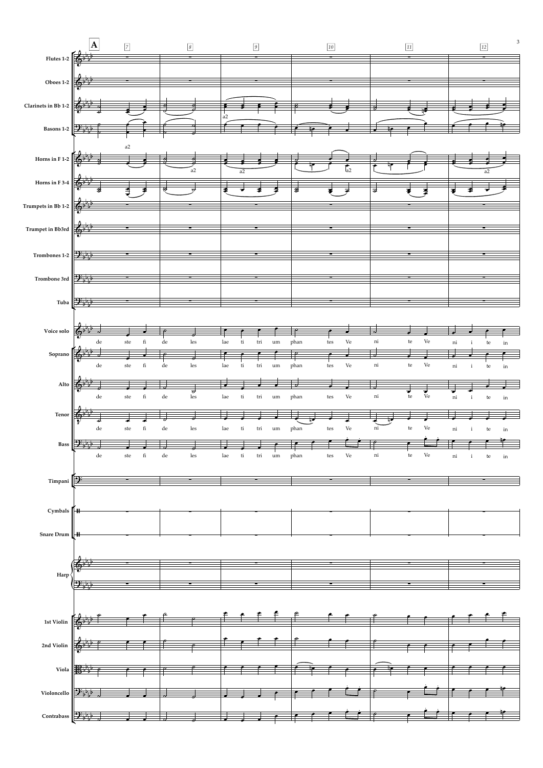**A**

7 8 9 10 11 12

Flutes 1-2

Oboes 1-2

Clarinets in Bb 1-2 — a2

Basons 1-2

Horns in F 1-2 — a2

Horns in F 3-4

Trumpets in Bb 1-2

Trumpet in Bb3rd

Trombones 1-2

Trombone 3rd

Tuba

Voice solo — de ste fi de les lae ti tri um phan tes Ve ni te Ve ni i te in

Soprano — de ste fi de les lae ti tri um phan tes Ve ni te Ve ni i te in

Alto — de ste fi de les lae ti tri um phan tes Ve ni te Ve ni i te in

Tenor — de ste fi de les lae ti tri um phan tes Ve ni te Ve ni i te in

Bass — de ste fi de les lae ti tri um phan tes Ve ni te Ve ni i te in

Timpani

Cymbals

Snare Drum

Harp

1st Violin

2nd Violin

Viola

Violoncello

Contrabass